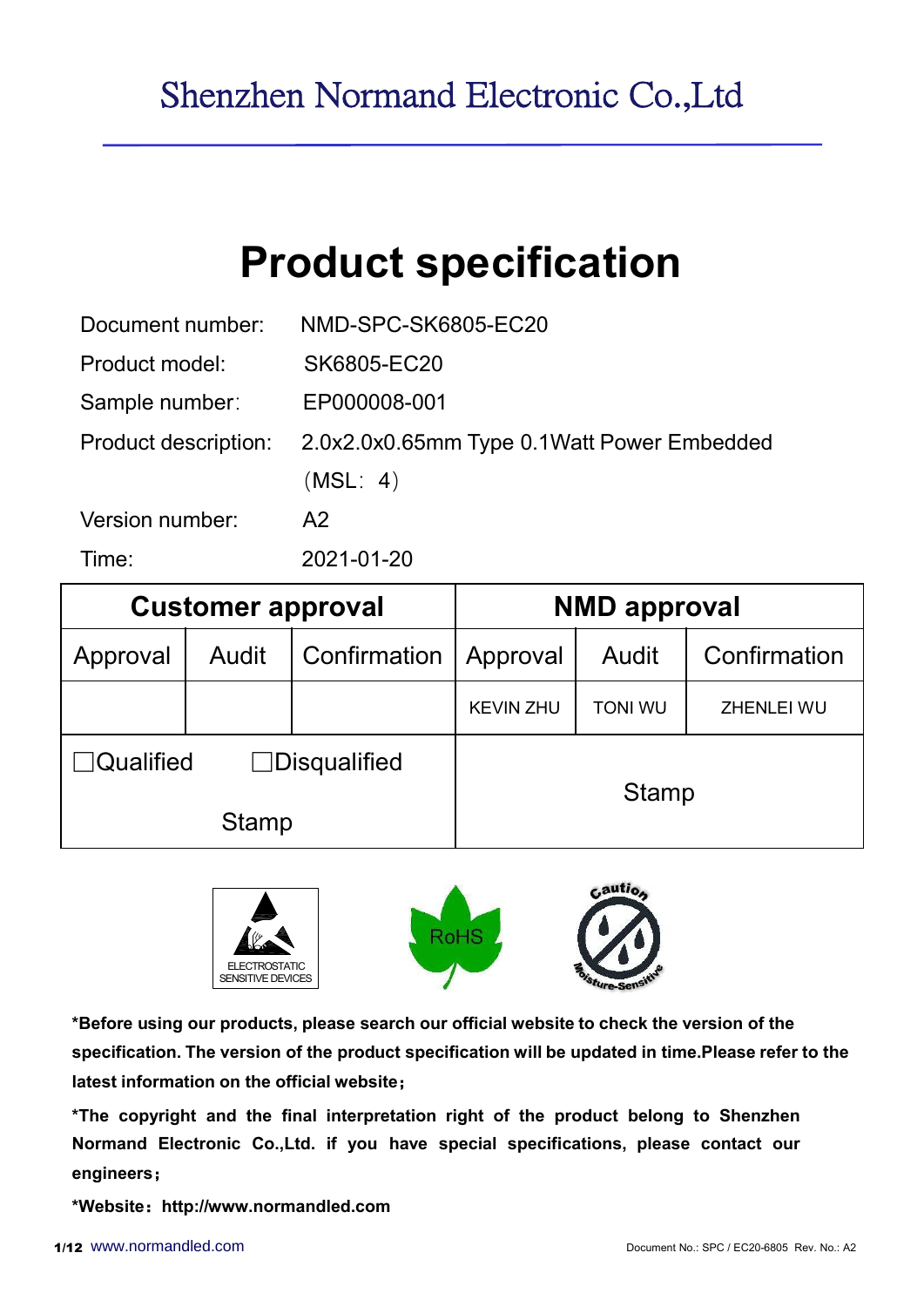# Shenzhen Normand Electronic Co.,Ltd

# Product specification

| | |
|---|---|
| Document number: | NMD-SPC-SK6805-EC20 |
| Product model: | SK6805-EC20 |
| Sample number: | EP000008-001 |
| Product description: | 2.0x2.0x0.65mm Type 0.1Watt Power Embedded （MSL：4） |
| Version number: | A2 |
| Time: | 2021-01-20 |

| Customer approval | | | NMD approval | | |
|---|---|---|---|---|---|
| Approval | Audit | Confirmation | Approval | Audit | Confirmation |
| | | | KEVIN ZHU | TONI WU | ZHENLEI WU |
| ☐Qualified ☐Disqualified Stamp | | | Stamp | | |

ELECTROSTATIC SENSITIVE DEVICES

RoHS

Caution Moisture-Sensitive

**\*Before using our products, please search our official website to check the version of the specification. The version of the product specification will be updated in time.Please refer to the latest information on the official website；**

**\*The copyright and the final interpretation right of the product belong to Shenzhen Normand Electronic Co.,Ltd. if you have special specifications, please contact our engineers；**

**\*Website：http://www.normandled.com**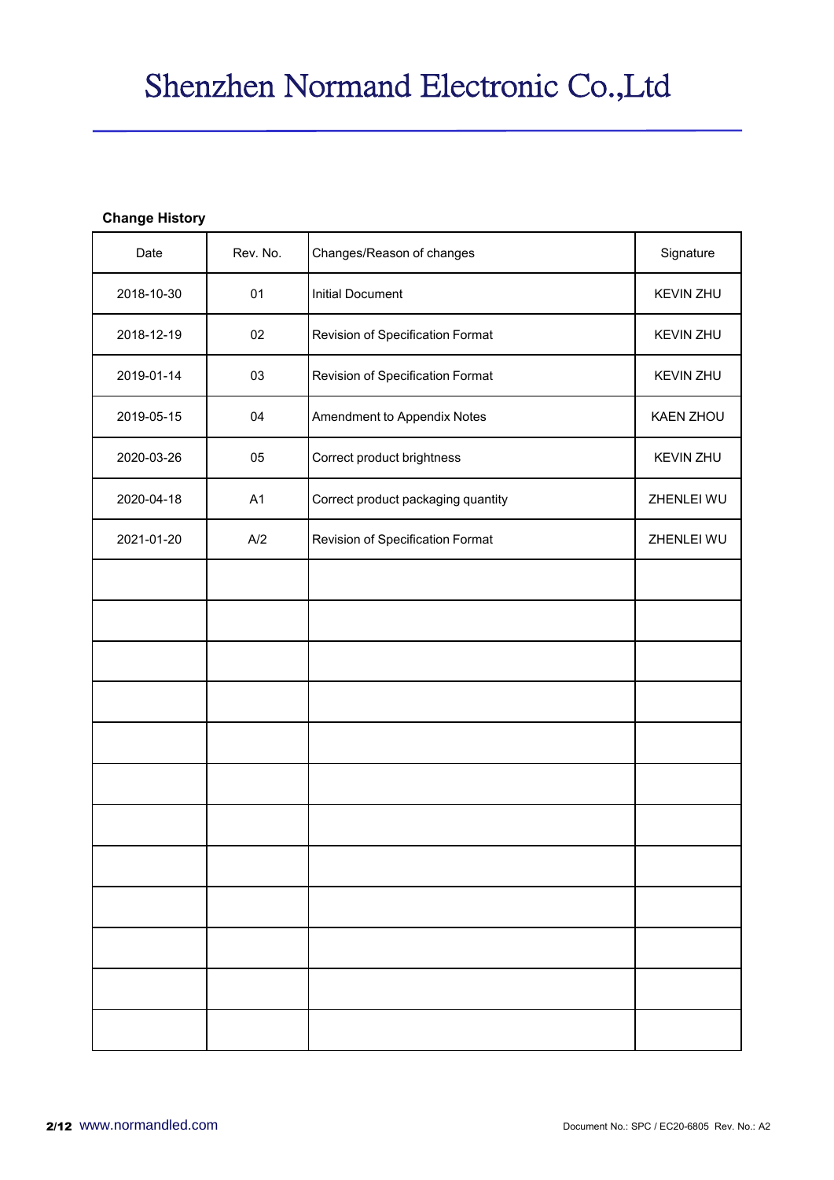# Shenzhen Normand Electronic Co.,Ltd

**Change History**

| Date | Rev. No. | Changes/Reason of changes | Signature |
|---|---|---|---|
| 2018-10-30 | 01 | Initial Document | KEVIN ZHU |
| 2018-12-19 | 02 | Revision of Specification Format | KEVIN ZHU |
| 2019-01-14 | 03 | Revision of Specification Format | KEVIN ZHU |
| 2019-05-15 | 04 | Amendment to Appendix Notes | KAEN ZHOU |
| 2020-03-26 | 05 | Correct product brightness | KEVIN ZHU |
| 2020-04-18 | A1 | Correct product packaging quantity | ZHENLEI WU |
| 2021-01-20 | A/2 | Revision of Specification Format | ZHENLEI WU |
| | | | |
| | | | |
| | | | |
| | | | |
| | | | |
| | | | |
| | | | |
| | | | |
| | | | |
| | | | |
| | | | |
| | | | |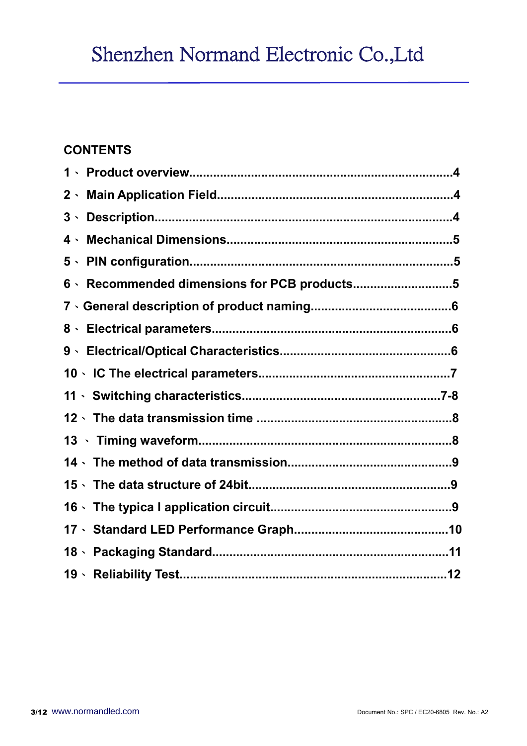## CONTENTS

1、 Product overview............................................................................4

2、 Main Application Field.....................................................................4

3、 Description......................................................................................4

4、 Mechanical Dimensions..................................................................5

5、 PIN configuration............................................................................5

6、 Recommended dimensions for PCB products.............................5

7、General description of product naming.........................................6

8、 Electrical parameters......................................................................6

9、 Electrical/Optical Characteristics..................................................6

10、 IC The electrical parameters........................................................7

11、 Switching characteristics.........................................................7-8

12、 The data transmission time ........................................................8

13 、 Timing waveform.........................................................................8

14、 The method of data transmission................................................9

15、 The data structure of 24bit..........................................................9

16、 The typica l application circuit....................................................9

17、 Standard LED Performance Graph.............................................10

18、 Packaging Standard....................................................................11

19、 Reliability Test.............................................................................12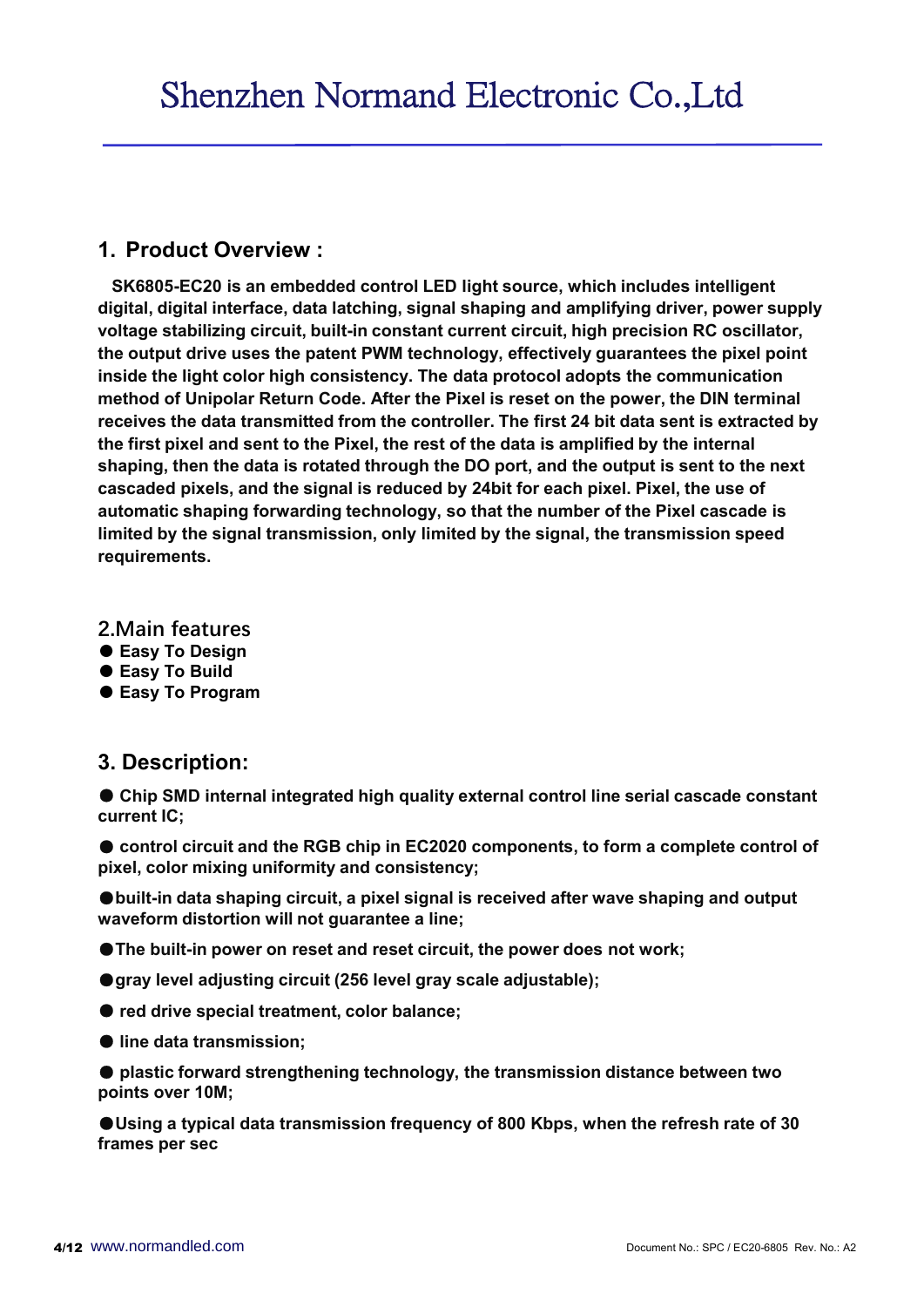## 1. Product Overview :

**SK6805-EC20 is an embedded control LED light source, which includes intelligent digital, digital interface, data latching, signal shaping and amplifying driver, power supply voltage stabilizing circuit, built-in constant current circuit, high precision RC oscillator, the output drive uses the patent PWM technology, effectively guarantees the pixel point inside the light color high consistency. The data protocol adopts the communication method of Unipolar Return Code. After the Pixel is reset on the power, the DIN terminal receives the data transmitted from the controller. The first 24 bit data sent is extracted by the first pixel and sent to the Pixel, the rest of the data is amplified by the internal shaping, then the data is rotated through the DO port, and the output is sent to the next cascaded pixels, and the signal is reduced by 24bit for each pixel. Pixel, the use of automatic shaping forwarding technology, so that the number of the Pixel cascade is limited by the signal transmission, only limited by the signal, the transmission speed requirements.**

## 2.Main features

- **Easy To Design**
- **Easy To Build**
- **Easy To Program**

## 3. Description:

- **Chip SMD internal integrated high quality external control line serial cascade constant current IC;**
- **control circuit and the RGB chip in EC2020 components, to form a complete control of pixel, color mixing uniformity and consistency;**
- **built-in data shaping circuit, a pixel signal is received after wave shaping and output waveform distortion will not guarantee a line;**
- **The built-in power on reset and reset circuit, the power does not work;**
- **gray level adjusting circuit (256 level gray scale adjustable);**
- **red drive special treatment, color balance;**
- **line data transmission;**
- **plastic forward strengthening technology, the transmission distance between two points over 10M;**
- **Using a typical data transmission frequency of 800 Kbps, when the refresh rate of 30 frames per sec**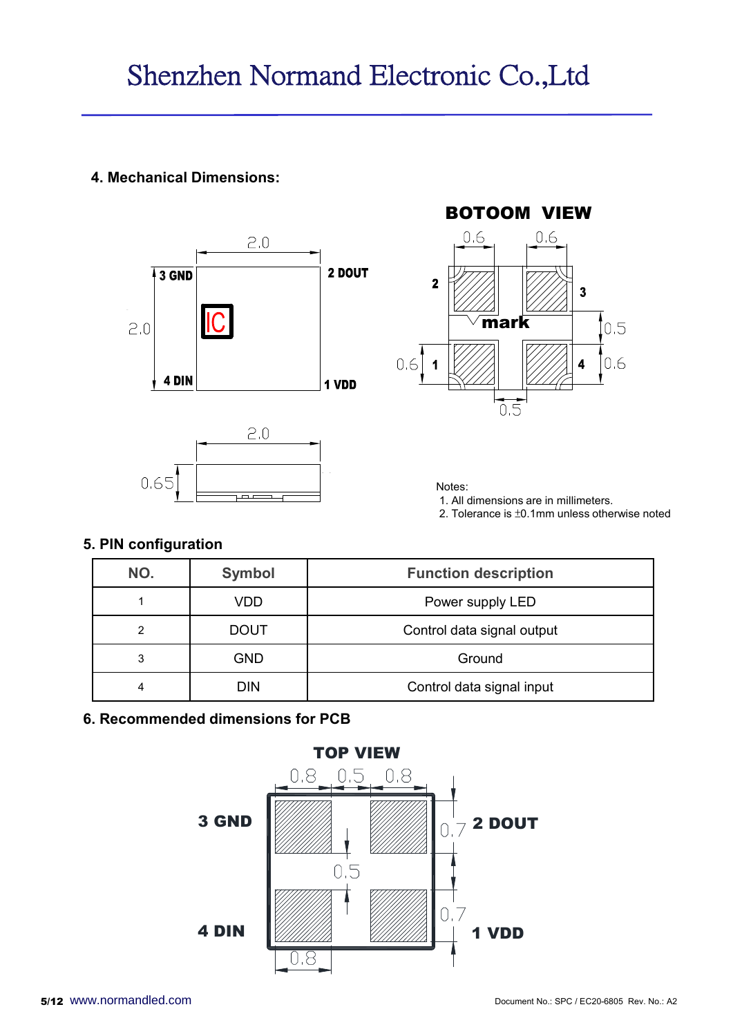## 4. Mechanical Dimensions:

Notes:
1. All dimensions are in millimeters.
2. Tolerance is ±0.1mm unless otherwise noted

## 5. PIN configuration

| NO. | Symbol | Function description |
|---|---|---|
| 1 | VDD | Power supply LED |
| 2 | DOUT | Control data signal output |
| 3 | GND | Ground |
| 4 | DIN | Control data signal input |

## 6. Recommended dimensions for PCB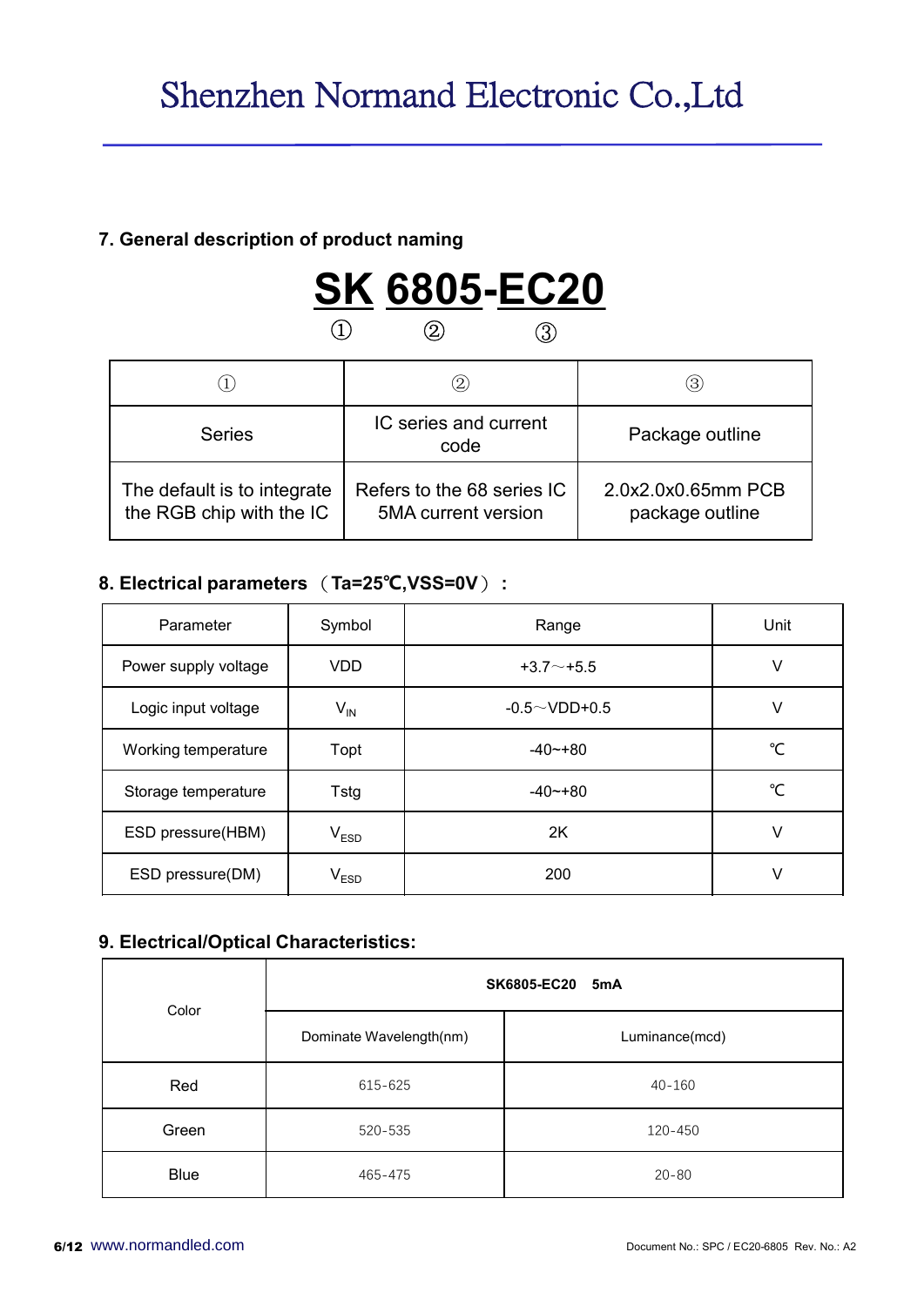## 7. General description of product naming

**SK 6805-EC20**

① ② ③

| ① | ② | ③ |
| --- | --- | --- |
| Series | IC series and current code | Package outline |
| The default is to integrate the RGB chip with the IC | Refers to the 68 series IC 5MA current version | 2.0x2.0x0.65mm PCB package outline |

## 8. Electrical parameters （Ta=25℃,VSS=0V）：

| Parameter | Symbol | Range | Unit |
| --- | --- | --- | --- |
| Power supply voltage | VDD | +3.7～+5.5 | V |
| Logic input voltage | $V_{IN}$ | -0.5～VDD+0.5 | V |
| Working temperature | Topt | -40~+80 | ℃ |
| Storage temperature | Tstg | -40~+80 | ℃ |
| ESD pressure(HBM) | $V_{ESD}$ | 2K | V |
| ESD pressure(DM) | $V_{ESD}$ | 200 | V |

## 9. Electrical/Optical Characteristics:

| Color | SK6805-EC20 5mA | |
| --- | --- | --- |
| | Dominate Wavelength(nm) | Luminance(mcd) |
| Red | 615-625 | 40-160 |
| Green | 520-535 | 120-450 |
| Blue | 465-475 | 20-80 |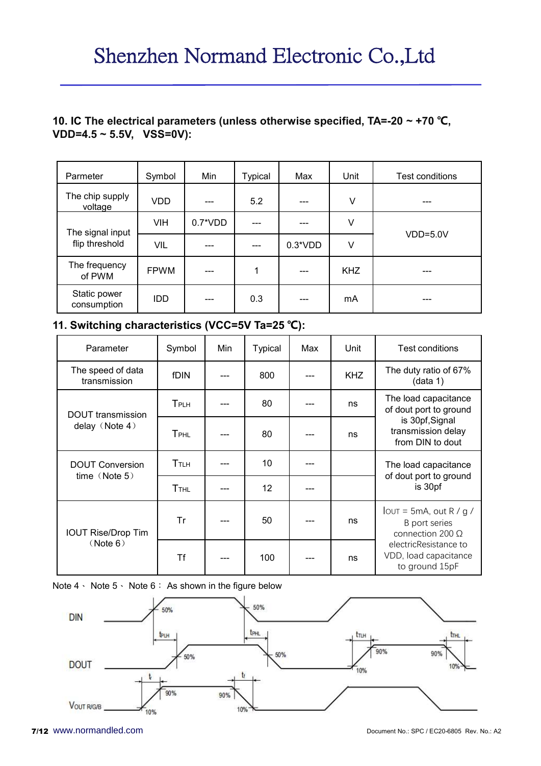## 10. IC The electrical parameters (unless otherwise specified, TA=-20 ~ +70 ℃, VDD=4.5 ~ 5.5V, VSS=0V):

| Parmeter | Symbol | Min | Typical | Max | Unit | Test conditions |
|---|---|---|---|---|---|---|
| The chip supply voltage | VDD | --- | 5.2 | --- | V | --- |
| The signal input flip threshold | VIH | 0.7*VDD | --- | --- | V | VDD=5.0V |
| | VIL | --- | --- | 0.3*VDD | V | |
| The frequency of PWM | FPWM | --- | 1 | --- | KHZ | --- |
| Static power consumption | IDD | --- | 0.3 | --- | mA | --- |

## 11. Switching characteristics (VCC=5V Ta=25 ℃):

| Parameter | Symbol | Min | Typical | Max | Unit | Test conditions |
|---|---|---|---|---|---|---|
| The speed of data transmission | fDIN | --- | 800 | --- | KHZ | The duty ratio of 67% (data 1) |
| DOUT transmission delay（Note 4） | $T_{PLH}$ | --- | 80 | --- | ns | The load capacitance of dout port to ground is 30pf,Signal transmission delay from DIN to dout |
| | $T_{PHL}$ | --- | 80 | --- | ns | |
| DOUT Conversion time（Note 5） | $T_{TLH}$ | --- | 10 | --- | | The load capacitance of dout port to ground is 30pf |
| | $T_{THL}$ | --- | 12 | --- | | |
| IOUT Rise/Drop Tim（Note 6） | Tr | --- | 50 | --- | ns | $I_{OUT}$ = 5mA, out R / g / B port series connection 200 Ω electricResistance to VDD, load capacitance to ground 15pF |
| | Tf | --- | 100 | --- | ns | |

Note 4、 Note 5、 Note 6： As shown in the figure below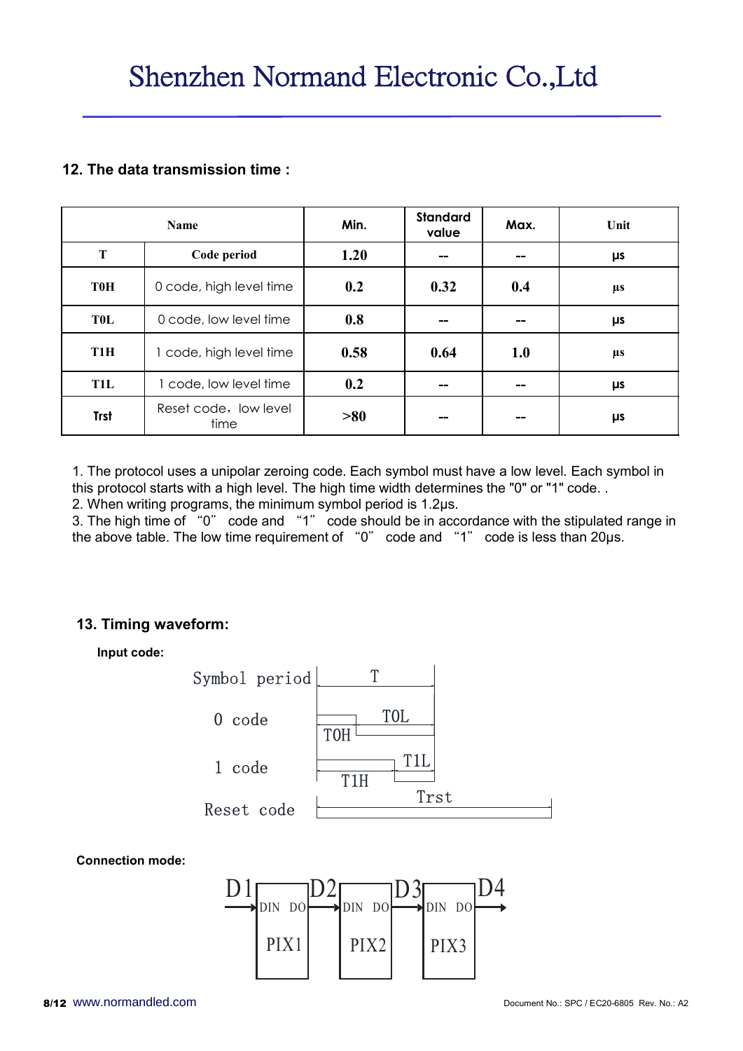## 12. The data transmission time :

| Name | | Min. | Standard value | Max. | Unit |
|---|---|---|---|---|---|
| T | Code period | 1.20 | -- | -- | μs |
| T0H | 0 code, high level time | 0.2 | 0.32 | 0.4 | μs |
| T0L | 0 code, low level time | 0.8 | -- | -- | μs |
| T1H | 1 code, high level time | 0.58 | 0.64 | 1.0 | μs |
| T1L | 1 code, low level time | 0.2 | -- | -- | μs |
| Trst | Reset code，low level time | >80 | -- | -- | μs |

1. The protocol uses a unipolar zeroing code. Each symbol must have a low level. Each symbol in this protocol starts with a high level. The high time width determines the "0" or "1" code. .
2. When writing programs, the minimum symbol period is 1.2μs.
3. The high time of "0" code and "1" code should be in accordance with the stipulated range in the above table. The low time requirement of "0" code and "1" code is less than 20μs.

## 13. Timing waveform:

**Input code:**

Symbol period — T

0 code — T0H, T0L

1 code — T1H, T1L

Reset code — Trst

**Connection mode:**

D1 → DIN PIX1 DO → D2 → DIN PIX2 DO → D3 → DIN PIX3 DO → D4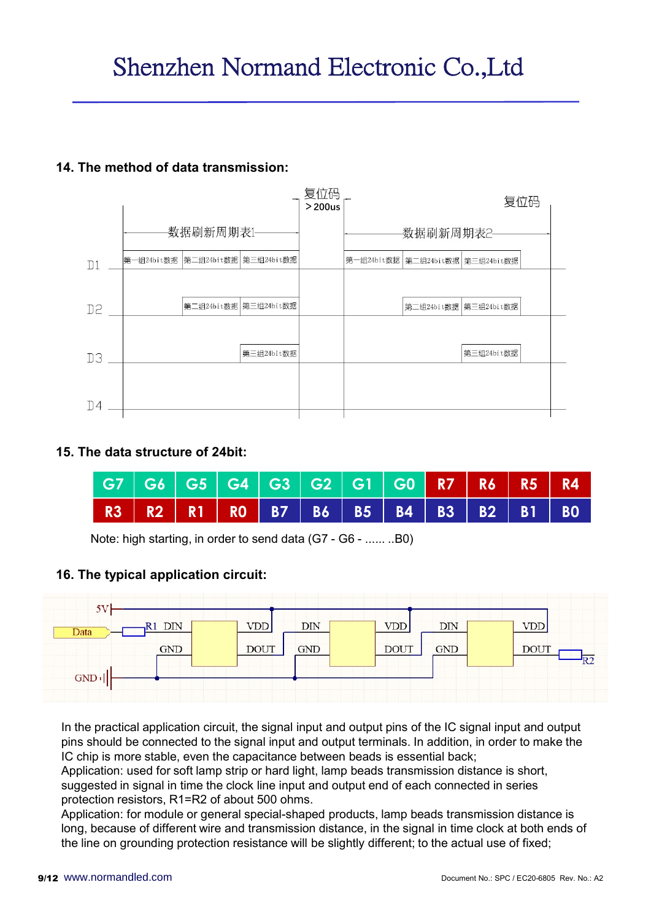## 14. The method of data transmission:

复位码
＞200us

复位码

数据刷新周期表1

数据刷新周期表2

D1 第一组24bit数据 第二组24bit数据 第三组24bit数据 | 第一组24bit数据 第二组24bit数据 第三组24bit数据

D2 第二组24bit数据 第三组24bit数据 | 第二组24bit数据 第三组24bit数据

D3 第三组24bit数据 | 第三组24bit数据

D4

## 15. The data structure of 24bit:

| G7 | G6 | G5 | G4 | G3 | G2 | G1 | G0 | R7 | R6 | R5 | R4 |
|---|---|---|---|---|---|---|---|---|---|---|---|
| R3 | R2 | R1 | R0 | B7 | B6 | B5 | B4 | B3 | B2 | B1 | B0 |

Note: high starting, in order to send data (G7 - G6 - ...... ..B0)

## 16. The typical application circuit:

5V
Data R1 DIN VDD DIN VDD DIN VDD
GND DOUT GND DOUT GND DOUT R2
GND

In the practical application circuit, the signal input and output pins of the IC signal input and output pins should be connected to the signal input and output terminals. In addition, in order to make the IC chip is more stable, even the capacitance between beads is essential back;
Application: used for soft lamp strip or hard light, lamp beads transmission distance is short, suggested in signal in time the clock line input and output end of each connected in series protection resistors, R1=R2 of about 500 ohms.
Application: for module or general special-shaped products, lamp beads transmission distance is long, because of different wire and transmission distance, in the signal in time clock at both ends of the line on grounding protection resistance will be slightly different; to the actual use of fixed;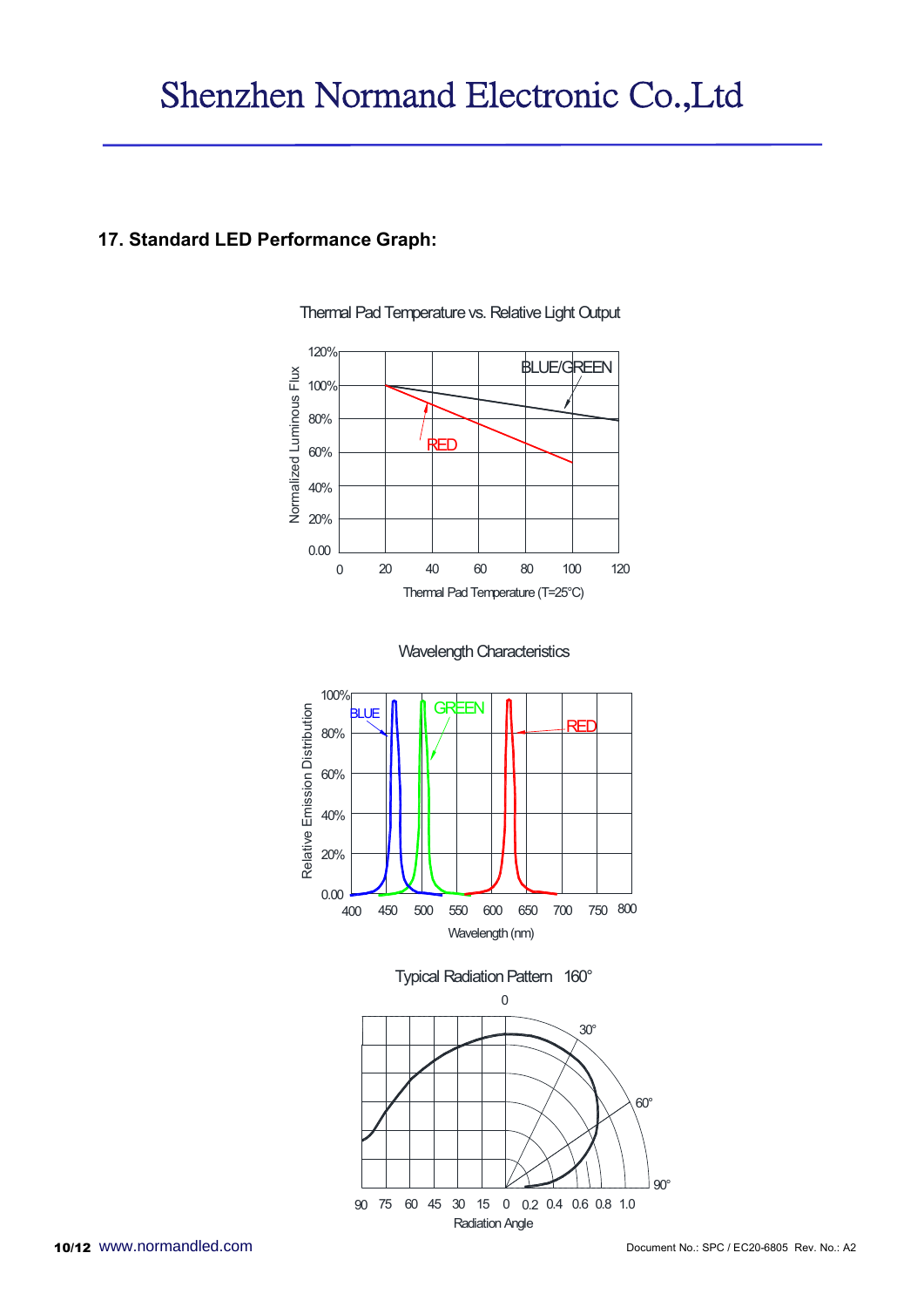## 17. Standard LED Performance Graph:

Thermal Pad Temperature vs. Relative Light Output

Wavelength Characteristics

Typical Radiation Pattern 160°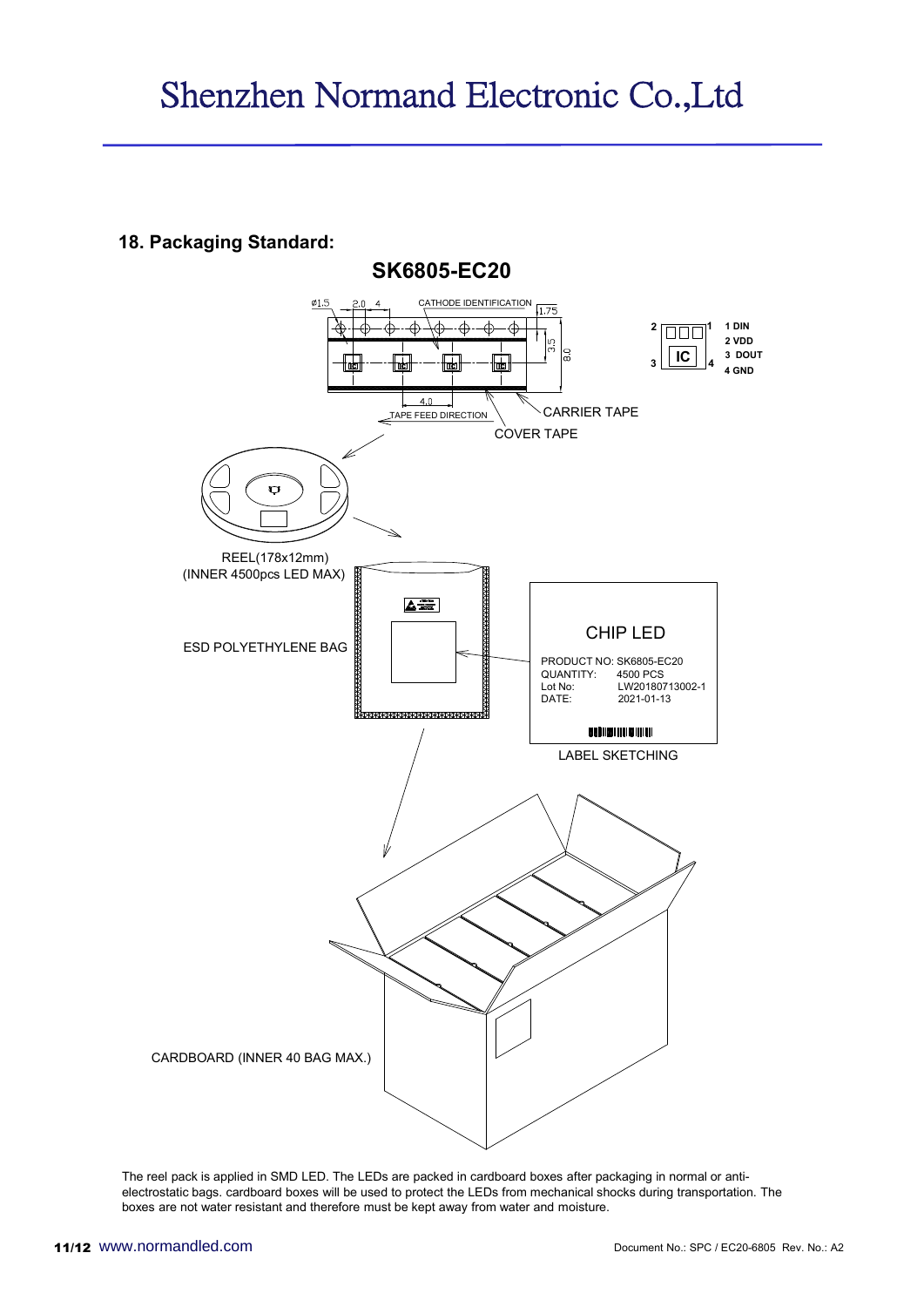## 18. Packaging Standard:

**SK6805-EC20**

ϕ1.5 2.0 4 CATHODE IDENTIFICATION 1.75 3.5 8.0 4.0

TAPE FEED DIRECTION

CARRIER TAPE

COVER TAPE

1 DIN
2 VDD
3 DOUT
4 GND

REEL(178x12mm)
(INNER 4500pcs LED MAX)

ESD POLYETHYLENE BAG

CHIP LED

PRODUCT NO: SK6805-EC20
QUANTITY: 4500 PCS
Lot No: LW20180713002-1
DATE: 2021-01-13

LABEL SKETCHING

CARDBOARD (INNER 40 BAG MAX.)

The reel pack is applied in SMD LED. The LEDs are packed in cardboard boxes after packaging in normal or anti-electrostatic bags. cardboard boxes will be used to protect the LEDs from mechanical shocks during transportation. The boxes are not water resistant and therefore must be kept away from water and moisture.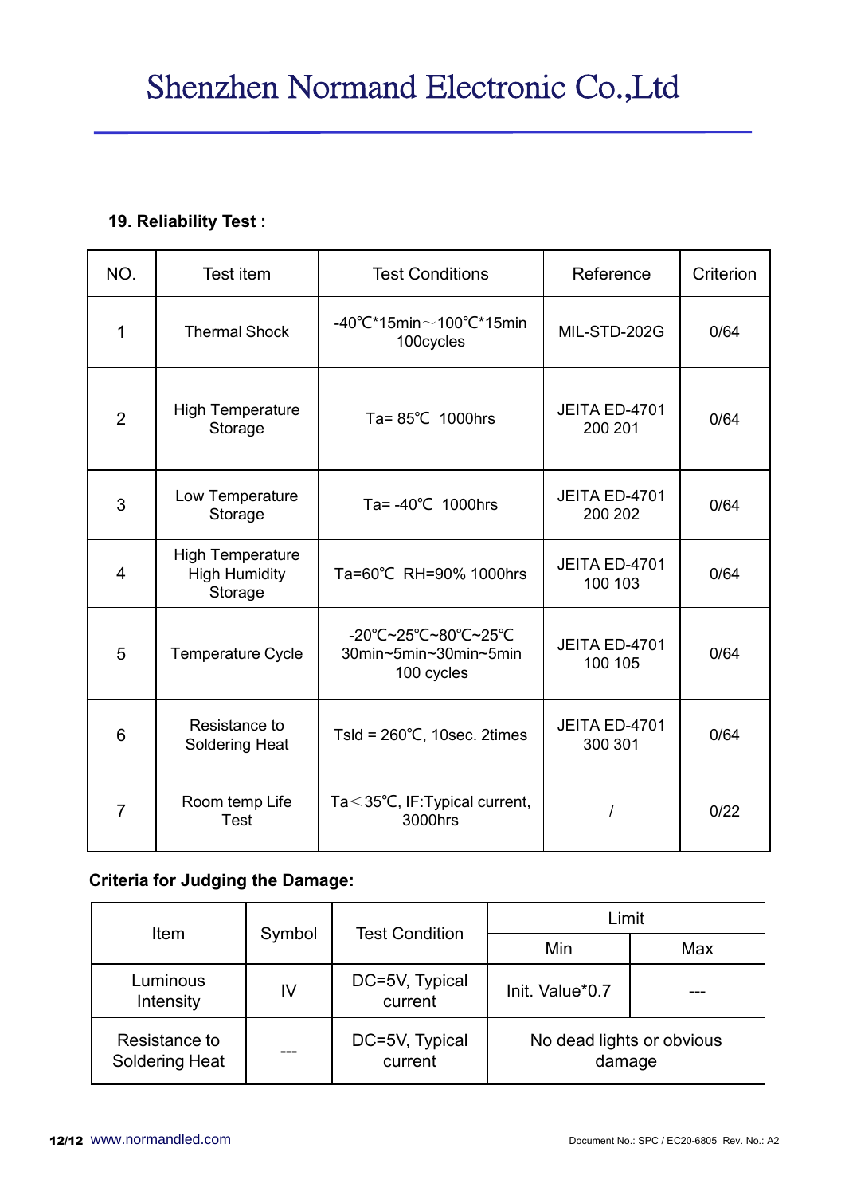## 19. Reliability Test :

| NO. | Test item | Test Conditions | Reference | Criterion |
|---|---|---|---|---|
| 1 | Thermal Shock | -40℃*15min～100℃*15min 100cycles | MIL-STD-202G | 0/64 |
| 2 | High Temperature Storage | Ta= 85℃ 1000hrs | JEITA ED-4701 200 201 | 0/64 |
| 3 | Low Temperature Storage | Ta= -40℃ 1000hrs | JEITA ED-4701 200 202 | 0/64 |
| 4 | High Temperature High Humidity Storage | Ta=60℃ RH=90% 1000hrs | JEITA ED-4701 100 103 | 0/64 |
| 5 | Temperature Cycle | -20℃~25℃~80℃~25℃ 30min~5min~30min~5min 100 cycles | JEITA ED-4701 100 105 | 0/64 |
| 6 | Resistance to Soldering Heat | Tsld = 260℃, 10sec. 2times | JEITA ED-4701 300 301 | 0/64 |
| 7 | Room temp Life Test | Ta＜35℃, IF:Typical current, 3000hrs | / | 0/22 |

**Criteria for Judging the Damage:**

| Item | Symbol | Test Condition | Limit | |
|---|---|---|---|---|
| | | | Min | Max |
| Luminous Intensity | IV | DC=5V, Typical current | Init. Value*0.7 | --- |
| Resistance to Soldering Heat | --- | DC=5V, Typical current | No dead lights or obvious damage | |

www.normandled.com Document No.: SPC / EC20-6805 Rev. No.: A2